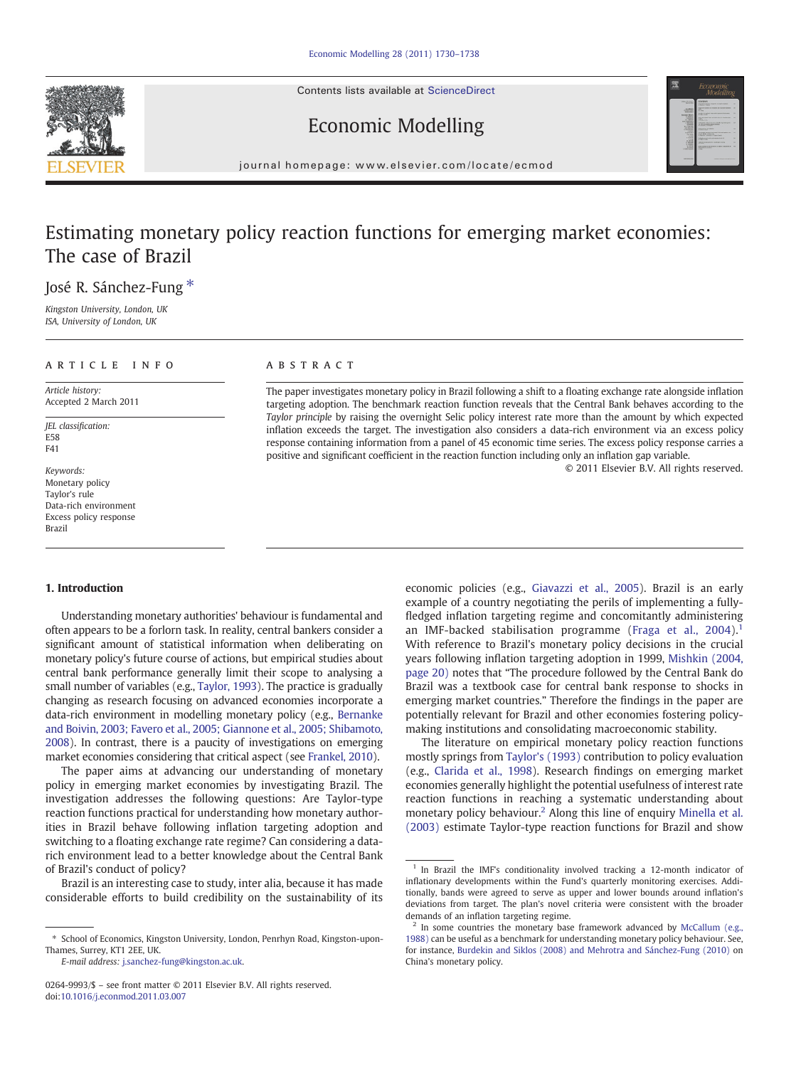# Estimating monetary policy reaction functions for emerging market economies: The case of Brazil

José R. Sánchez-Fung *

Kingston University, London, UK
ISA, University of London, UK

## ARTICLE INFO

*Article history:*
Accepted 2 March 2011

*JEL classification:*
E58
F41

*Keywords:*
Monetary policy
Taylor's rule
Data-rich environment
Excess policy response
Brazil

## ABSTRACT

The paper investigates monetary policy in Brazil following a shift to a floating exchange rate alongside inflation targeting adoption. The benchmark reaction function reveals that the Central Bank behaves according to the *Taylor principle* by raising the overnight Selic policy interest rate more than the amount by which expected inflation exceeds the target. The investigation also considers a data-rich environment via an excess policy response containing information from a panel of 45 economic time series. The excess policy response carries a positive and significant coefficient in the reaction function including only an inflation gap variable.

© 2011 Elsevier B.V. All rights reserved.

## 1. Introduction

Understanding monetary authorities' behaviour is fundamental and often appears to be a forlorn task. In reality, central bankers consider a significant amount of statistical information when deliberating on monetary policy's future course of actions, but empirical studies about central bank performance generally limit their scope to analysing a small number of variables (e.g., Taylor, 1993). The practice is gradually changing as research focusing on advanced economies incorporate a data-rich environment in modelling monetary policy (e.g., Bernanke and Boivin, 2003; Favero et al., 2005; Giannone et al., 2005; Shibamoto, 2008). In contrast, there is a paucity of investigations on emerging market economies considering that critical aspect (see Frankel, 2010).

The paper aims at advancing our understanding of monetary policy in emerging market economies by investigating Brazil. The investigation addresses the following questions: Are Taylor-type reaction functions practical for understanding how monetary authorities in Brazil behave following inflation targeting adoption and switching to a floating exchange rate regime? Can considering a data-rich environment lead to a better knowledge about the Central Bank of Brazil's conduct of policy?

Brazil is an interesting case to study, inter alia, because it has made considerable efforts to build credibility on the sustainability of its economic policies (e.g., Giavazzi et al., 2005). Brazil is an early example of a country negotiating the perils of implementing a fully-fledged inflation targeting regime and concomitantly administering an IMF-backed stabilisation programme (Fraga et al., 2004).[1] With reference to Brazil's monetary policy decisions in the crucial years following inflation targeting adoption in 1999, Mishkin (2004, page 20) notes that "The procedure followed by the Central Bank do Brazil was a textbook case for central bank response to shocks in emerging market countries." Therefore the findings in the paper are potentially relevant for Brazil and other economies fostering policy-making institutions and consolidating macroeconomic stability.

The literature on empirical monetary policy reaction functions mostly springs from Taylor's (1993) contribution to policy evaluation (e.g., Clarida et al., 1998). Research findings on emerging market economies generally highlight the potential usefulness of interest rate reaction functions in reaching a systematic understanding about monetary policy behaviour.[2] Along this line of enquiry Minella et al. (2003) estimate Taylor-type reaction functions for Brazil and show

[1] In Brazil the IMF's conditionality involved tracking a 12-month indicator of inflationary developments within the Fund's quarterly monitoring exercises. Additionally, bands were agreed to serve as upper and lower bounds around inflation's deviations from target. The plan's novel criteria were consistent with the broader demands of an inflation targeting regime.

[2] In some countries the monetary base framework advanced by McCallum (e.g., 1988) can be useful as a benchmark for understanding monetary policy behaviour. See, for instance, Burdekin and Siklos (2008) and Mehrotra and Sánchez-Fung (2010) on China's monetary policy.

* School of Economics, Kingston University, London, Penrhyn Road, Kingston-upon-Thames, Surrey, KT1 2EE, UK.
E-mail address: j.sanchez-fung@kingston.ac.uk.

0264-9993/$ – see front matter © 2011 Elsevier B.V. All rights reserved.
doi:10.1016/j.econmod.2011.03.007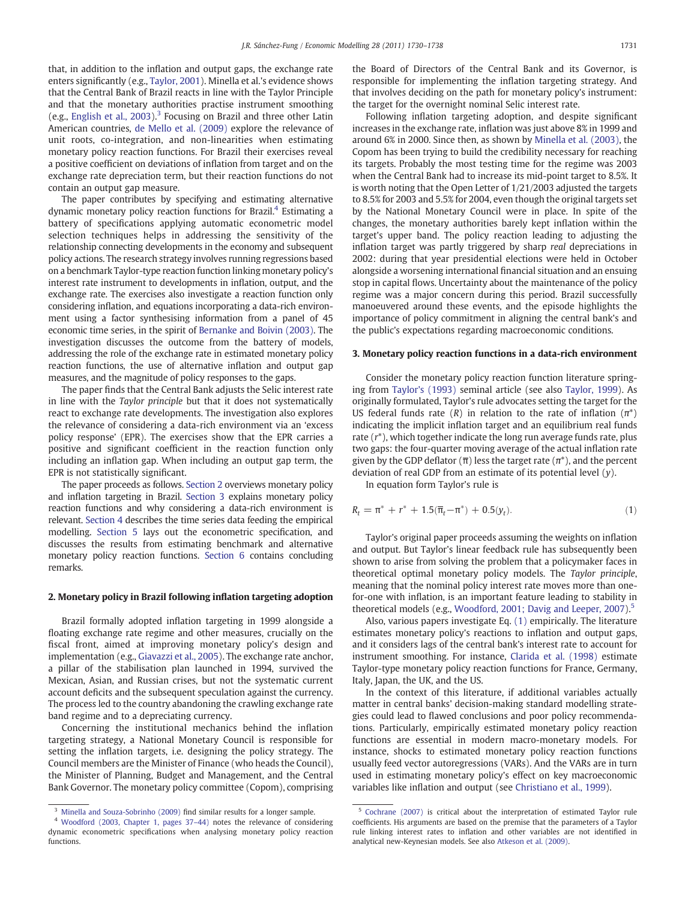that, in addition to the inflation and output gaps, the exchange rate enters significantly (e.g., Taylor, 2001). Minella et al.'s evidence shows that the Central Bank of Brazil reacts in line with the Taylor Principle and that the monetary authorities practise instrument smoothing (e.g., English et al., 2003).[3] Focusing on Brazil and three other Latin American countries, de Mello et al. (2009) explore the relevance of unit roots, co-integration, and non-linearities when estimating monetary policy reaction functions. For Brazil their exercises reveal a positive coefficient on deviations of inflation from target and on the exchange rate depreciation term, but their reaction functions do not contain an output gap measure.

The paper contributes by specifying and estimating alternative dynamic monetary policy reaction functions for Brazil.[4] Estimating a battery of specifications applying automatic econometric model selection techniques helps in addressing the sensitivity of the relationship connecting developments in the economy and subsequent policy actions. The research strategy involves running regressions based on a benchmark Taylor-type reaction function linking monetary policy's interest rate instrument to developments in inflation, output, and the exchange rate. The exercises also investigate a reaction function only considering inflation, and equations incorporating a data-rich environment using a factor synthesising information from a panel of 45 economic time series, in the spirit of Bernanke and Boivin (2003). The investigation discusses the outcome from the battery of models, addressing the role of the exchange rate in estimated monetary policy reaction functions, the use of alternative inflation and output gap measures, and the magnitude of policy responses to the gaps.

The paper finds that the Central Bank adjusts the Selic interest rate in line with the *Taylor principle* but that it does not systematically react to exchange rate developments. The investigation also explores the relevance of considering a data-rich environment via an 'excess policy response' (EPR). The exercises show that the EPR carries a positive and significant coefficient in the reaction function only including an inflation gap. When including an output gap term, the EPR is not statistically significant.

The paper proceeds as follows. Section 2 overviews monetary policy and inflation targeting in Brazil. Section 3 explains monetary policy reaction functions and why considering a data-rich environment is relevant. Section 4 describes the time series data feeding the empirical modelling. Section 5 lays out the econometric specification, and discusses the results from estimating benchmark and alternative monetary policy reaction functions. Section 6 contains concluding remarks.

## 2. Monetary policy in Brazil following inflation targeting adoption

Brazil formally adopted inflation targeting in 1999 alongside a floating exchange rate regime and other measures, crucially on the fiscal front, aimed at improving monetary policy's design and implementation (e.g., Giavazzi et al., 2005). The exchange rate anchor, a pillar of the stabilisation plan launched in 1994, survived the Mexican, Asian, and Russian crises, but not the systematic current account deficits and the subsequent speculation against the currency. The process led to the country abandoning the crawling exchange rate band regime and to a depreciating currency.

Concerning the institutional mechanics behind the inflation targeting strategy, a National Monetary Council is responsible for setting the inflation targets, i.e. designing the policy strategy. The Council members are the Minister of Finance (who heads the Council), the Minister of Planning, Budget and Management, and the Central Bank Governor. The monetary policy committee (Copom), comprising the Board of Directors of the Central Bank and its Governor, is responsible for implementing the inflation targeting strategy. And that involves deciding on the path for monetary policy's instrument: the target for the overnight nominal Selic interest rate.

Following inflation targeting adoption, and despite significant increases in the exchange rate, inflation was just above 8% in 1999 and around 6% in 2000. Since then, as shown by Minella et al. (2003), the Copom has been trying to build the credibility necessary for reaching its targets. Probably the most testing time for the regime was 2003 when the Central Bank had to increase its mid-point target to 8.5%. It is worth noting that the Open Letter of 1/21/2003 adjusted the targets to 8.5% for 2003 and 5.5% for 2004, even though the original targets set by the National Monetary Council were in place. In spite of the changes, the monetary authorities barely kept inflation within the target's upper band. The policy reaction leading to adjusting the inflation target was partly triggered by sharp *real* depreciations in 2002: during that year presidential elections were held in October alongside a worsening international financial situation and an ensuing stop in capital flows. Uncertainty about the maintenance of the policy regime was a major concern during this period. Brazil successfully manoeuvered around these events, and the episode highlights the importance of policy commitment in aligning the central bank's and the public's expectations regarding macroeconomic conditions.

## 3. Monetary policy reaction functions in a data-rich environment

Consider the monetary policy reaction function literature springing from Taylor's (1993) seminal article (see also Taylor, 1999). As originally formulated, Taylor's rule advocates setting the target for the US federal funds rate ($R$) in relation to the rate of inflation ($\pi^*$) indicating the implicit inflation target and an equilibrium real funds rate ($r^*$), which together indicate the long run average funds rate, plus two gaps: the four-quarter moving average of the actual inflation rate given by the GDP deflator ($\overline{\pi}$) less the target rate ($\pi^*$), and the percent deviation of real GDP from an estimate of its potential level ($y$).

In equation form Taylor's rule is

$$R_t = \pi^* + r^* + 1.5(\overline{\pi}_t - \pi^*) + 0.5(y_t). \tag{1}$$

Taylor's original paper proceeds assuming the weights on inflation and output. But Taylor's linear feedback rule has subsequently been shown to arise from solving the problem that a policymaker faces in theoretical optimal monetary policy models. The *Taylor principle*, meaning that the nominal policy interest rate moves more than one-for-one with inflation, is an important feature leading to stability in theoretical models (e.g., Woodford, 2001; Davig and Leeper, 2007).[5]

Also, various papers investigate Eq. (1) empirically. The literature estimates monetary policy's reactions to inflation and output gaps, and it considers lags of the central bank's interest rate to account for instrument smoothing. For instance, Clarida et al. (1998) estimate Taylor-type monetary policy reaction functions for France, Germany, Italy, Japan, the UK, and the US.

In the context of this literature, if additional variables actually matter in central banks' decision-making standard modelling strategies could lead to flawed conclusions and poor policy recommendations. Particularly, empirically estimated monetary policy reaction functions are essential in modern macro-monetary models. For instance, shocks to estimated monetary policy reaction functions usually feed vector autoregressions (VARs). And the VARs are in turn used in estimating monetary policy's effect on key macroeconomic variables like inflation and output (see Christiano et al., 1999).

---

[3] Minella and Souza-Sobrinho (2009) find similar results for a longer sample.

[4] Woodford (2003, Chapter 1, pages 37–44) notes the relevance of considering dynamic econometric specifications when analysing monetary policy reaction functions.

[5] Cochrane (2007) is critical about the interpretation of estimated Taylor rule coefficients. His arguments are based on the premise that the parameters of a Taylor rule linking interest rates to inflation and other variables are not identified in analytical new-Keynesian models. See also Atkeson et al. (2009).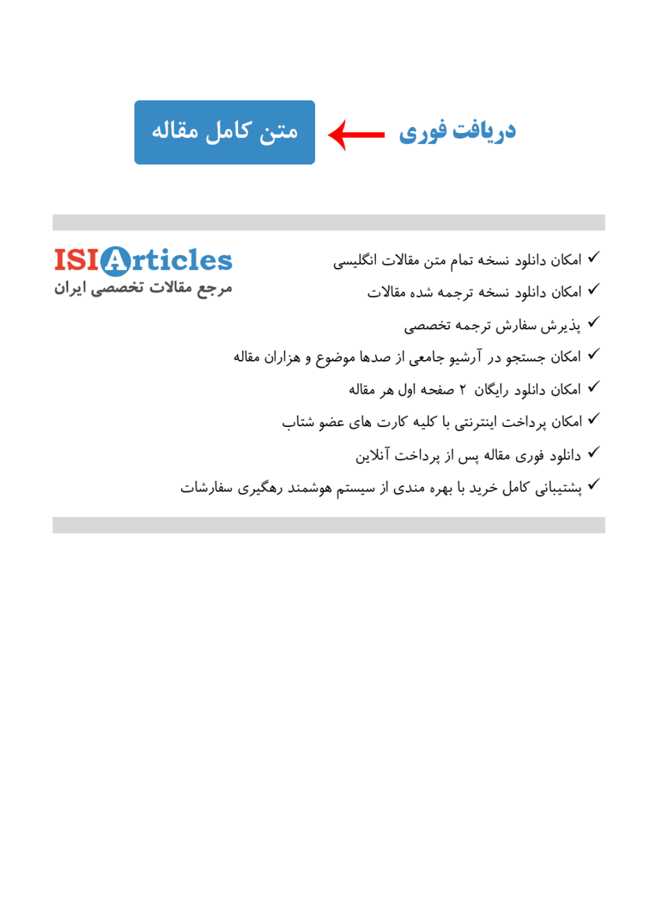دریافت فوری ← متن کامل مقاله

**ISIArticles**
مرجع مقالات تخصصی ایران

- ✓ امکان دانلود نسخه تمام متن مقالات انگلیسی
- ✓ امکان دانلود نسخه ترجمه شده مقالات
- ✓ پذیرش سفارش ترجمه تخصصی
- ✓ امکان جستجو در آرشیو جامعی از صدها موضوع و هزاران مقاله
- ✓ امکان دانلود رایگان ۲ صفحه اول هر مقاله
- ✓ امکان پرداخت اینترنتی با کلیه کارت های عضو شتاب
- ✓ دانلود فوری مقاله پس از پرداخت آنلاین
- ✓ پشتیبانی کامل خرید با بهره مندی از سیستم هوشمند رهگیری سفارشات